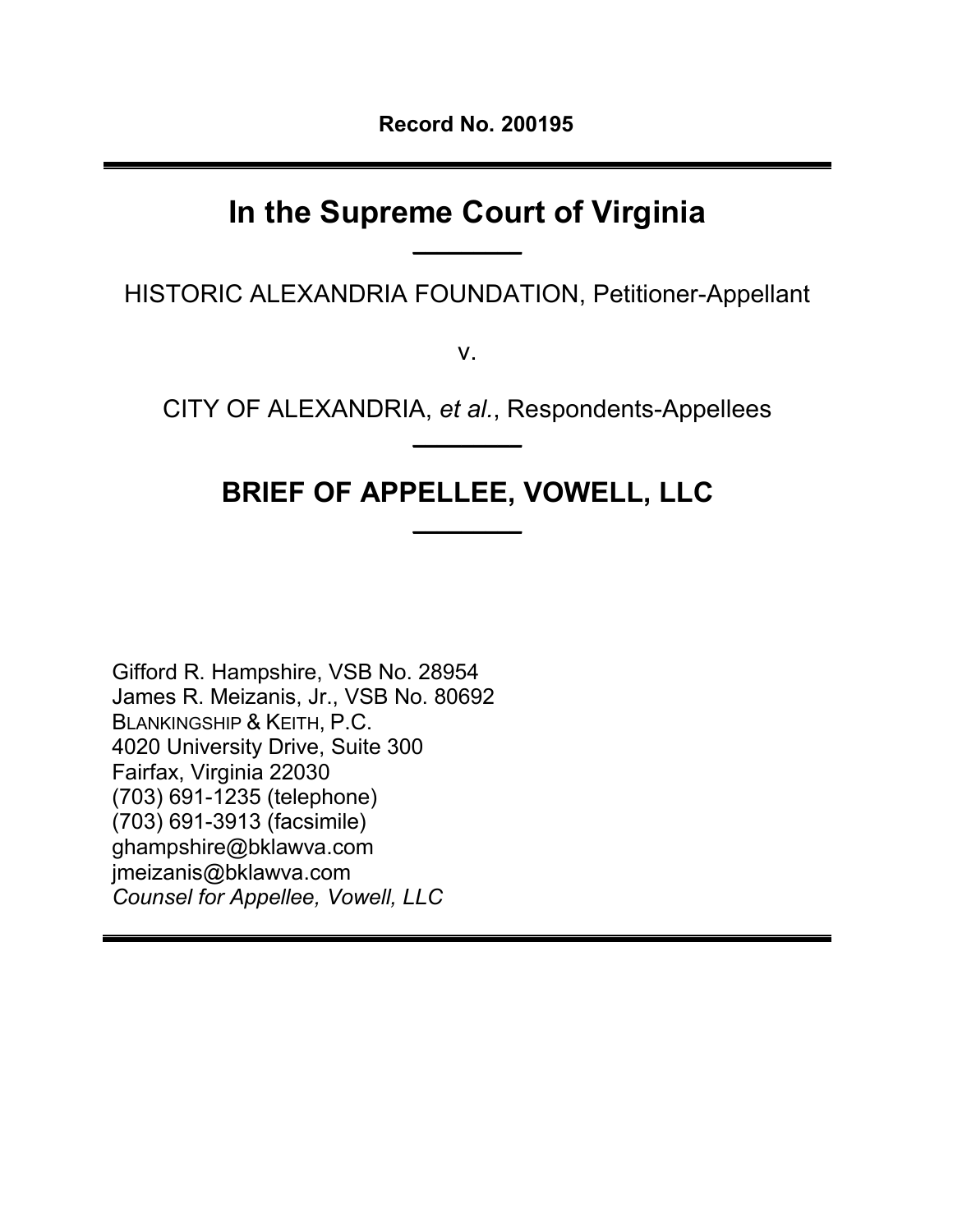**Record No. 200195**

---

# In the Supreme Court of Virginia

---

HISTORIC ALEXANDRIA FOUNDATION, Petitioner-Appellant

v.

CITY OF ALEXANDRIA, *et al.*, Respondents-Appellees

---

## BRIEF OF APPELLEE, VOWELL, LLC

---

Gifford R. Hampshire, VSB No. 28954
James R. Meizanis, Jr., VSB No. 80692
BLANKINGSHIP & KEITH, P.C.
4020 University Drive, Suite 300
Fairfax, Virginia 22030
(703) 691-1235 (telephone)
(703) 691-3913 (facsimile)
ghampshire@bklawva.com
jmeizanis@bklawva.com
*Counsel for Appellee, Vowell, LLC*

---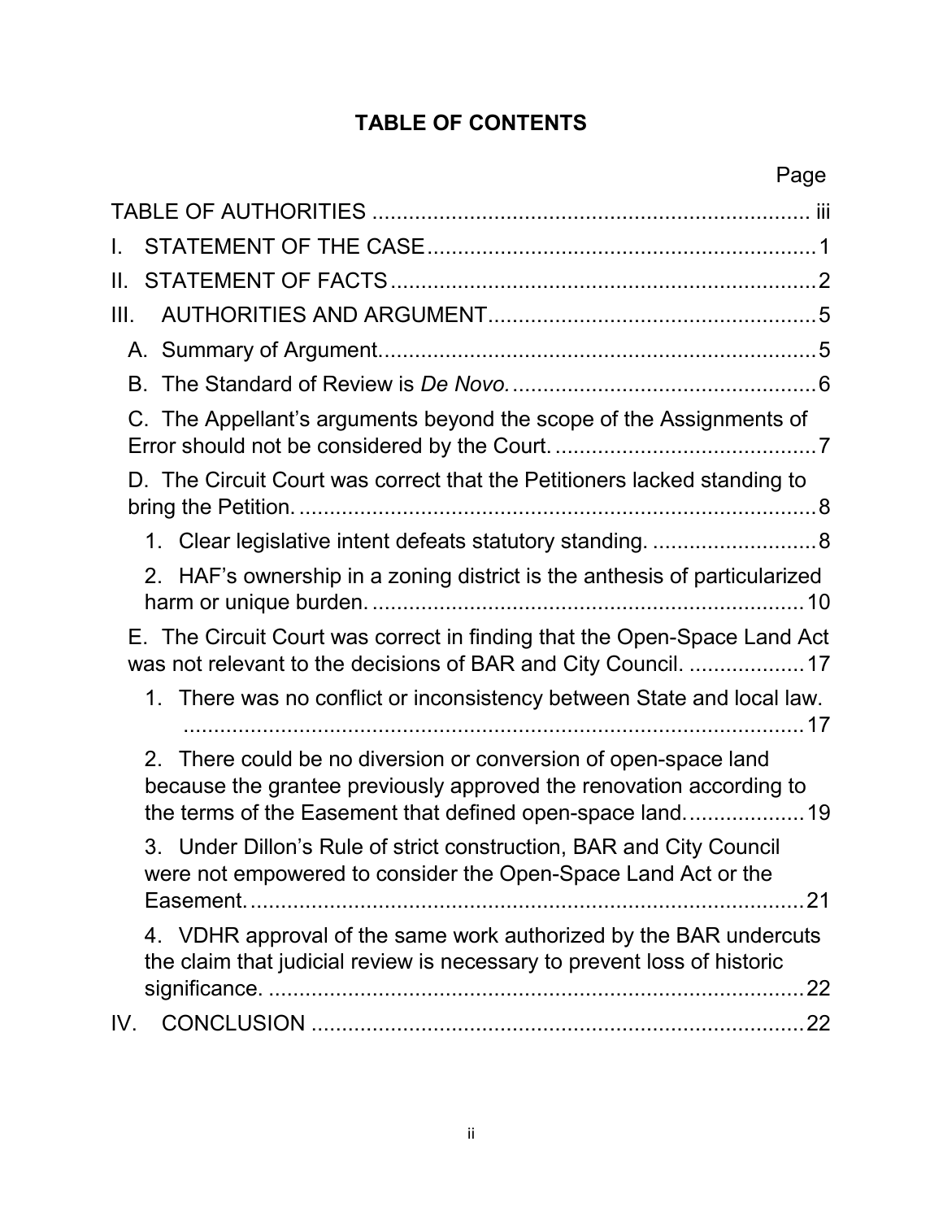# TABLE OF CONTENTS

| | Page |
|---|---|
| TABLE OF AUTHORITIES | iii |
| I. STATEMENT OF THE CASE | 1 |
| II. STATEMENT OF FACTS | 2 |
| III. AUTHORITIES AND ARGUMENT | 5 |
| A. Summary of Argument. | 5 |
| B. The Standard of Review is *De Novo.* | 6 |
| C. The Appellant's arguments beyond the scope of the Assignments of Error should not be considered by the Court. | 7 |
| D. The Circuit Court was correct that the Petitioners lacked standing to bring the Petition. | 8 |
| 1. Clear legislative intent defeats statutory standing. | 8 |
| 2. HAF's ownership in a zoning district is the anthesis of particularized harm or unique burden. | 10 |
| E. The Circuit Court was correct in finding that the Open-Space Land Act was not relevant to the decisions of BAR and City Council. | 17 |
| 1. There was no conflict or inconsistency between State and local law. | 17 |
| 2. There could be no diversion or conversion of open-space land because the grantee previously approved the renovation according to the terms of the Easement that defined open-space land. | 19 |
| 3. Under Dillon's Rule of strict construction, BAR and City Council were not empowered to consider the Open-Space Land Act or the Easement. | 21 |
| 4. VDHR approval of the same work authorized by the BAR undercuts the claim that judicial review is necessary to prevent loss of historic significance. | 22 |
| IV. CONCLUSION | 22 |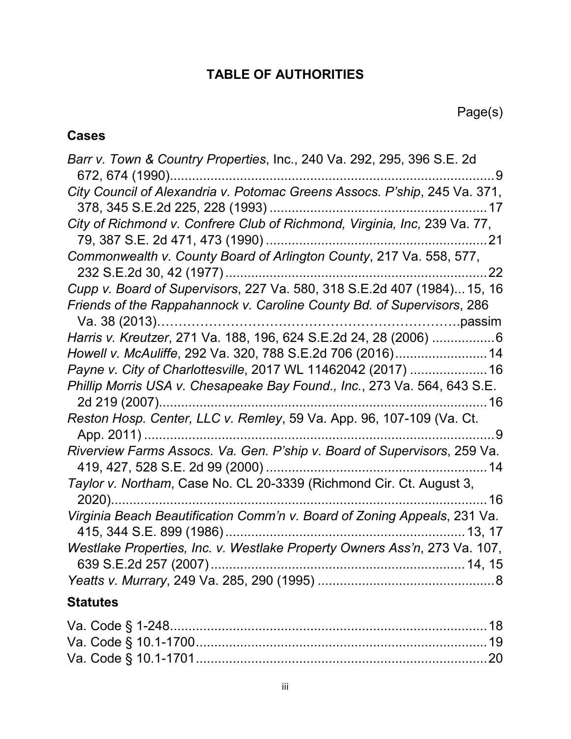# TABLE OF AUTHORITIES

Page(s)

## Cases

*Barr v. Town & Country Properties*, Inc., 240 Va. 292, 295, 396 S.E. 2d 672, 674 (1990) ... 9

*City Council of Alexandria v. Potomac Greens Assocs. P'ship*, 245 Va. 371, 378, 345 S.E.2d 225, 228 (1993) ... 17

*City of Richmond v. Confrere Club of Richmond, Virginia, Inc,* 239 Va. 77, 79, 387 S.E. 2d 471, 473 (1990) ... 21

*Commonwealth v. County Board of Arlington County*, 217 Va. 558, 577, 232 S.E.2d 30, 42 (1977) ... 22

*Cupp v. Board of Supervisors*, 227 Va. 580, 318 S.E.2d 407 (1984) ... 15, 16

*Friends of the Rappahannock v. Caroline County Bd. of Supervisors*, 286 Va. 38 (2013) ... passim

*Harris v. Kreutzer*, 271 Va. 188, 196, 624 S.E.2d 24, 28 (2006) ... 6

*Howell v. McAuliffe*, 292 Va. 320, 788 S.E.2d 706 (2016) ... 14

*Payne v. City of Charlottesville*, 2017 WL 11462042 (2017) ... 16

*Phillip Morris USA v. Chesapeake Bay Found., Inc.*, 273 Va. 564, 643 S.E. 2d 219 (2007) ... 16

*Reston Hosp. Center, LLC v. Remley*, 59 Va. App. 96, 107-109 (Va. Ct. App. 2011) ... 9

*Riverview Farms Assocs. Va. Gen. P'ship v. Board of Supervisors*, 259 Va. 419, 427, 528 S.E. 2d 99 (2000) ... 14

*Taylor v. Northam*, Case No. CL 20-3339 (Richmond Cir. Ct. August 3, 2020) ... 16

*Virginia Beach Beautification Comm'n v. Board of Zoning Appeals*, 231 Va. 415, 344 S.E. 899 (1986) ... 13, 17

*Westlake Properties, Inc. v. Westlake Property Owners Ass'n*, 273 Va. 107, 639 S.E.2d 257 (2007) ... 14, 15

*Yeatts v. Murrary*, 249 Va. 285, 290 (1995) ... 8

## Statutes

Va. Code § 1-248 ... 18

Va. Code § 10.1-1700 ... 19

Va. Code § 10.1-1701 ... 20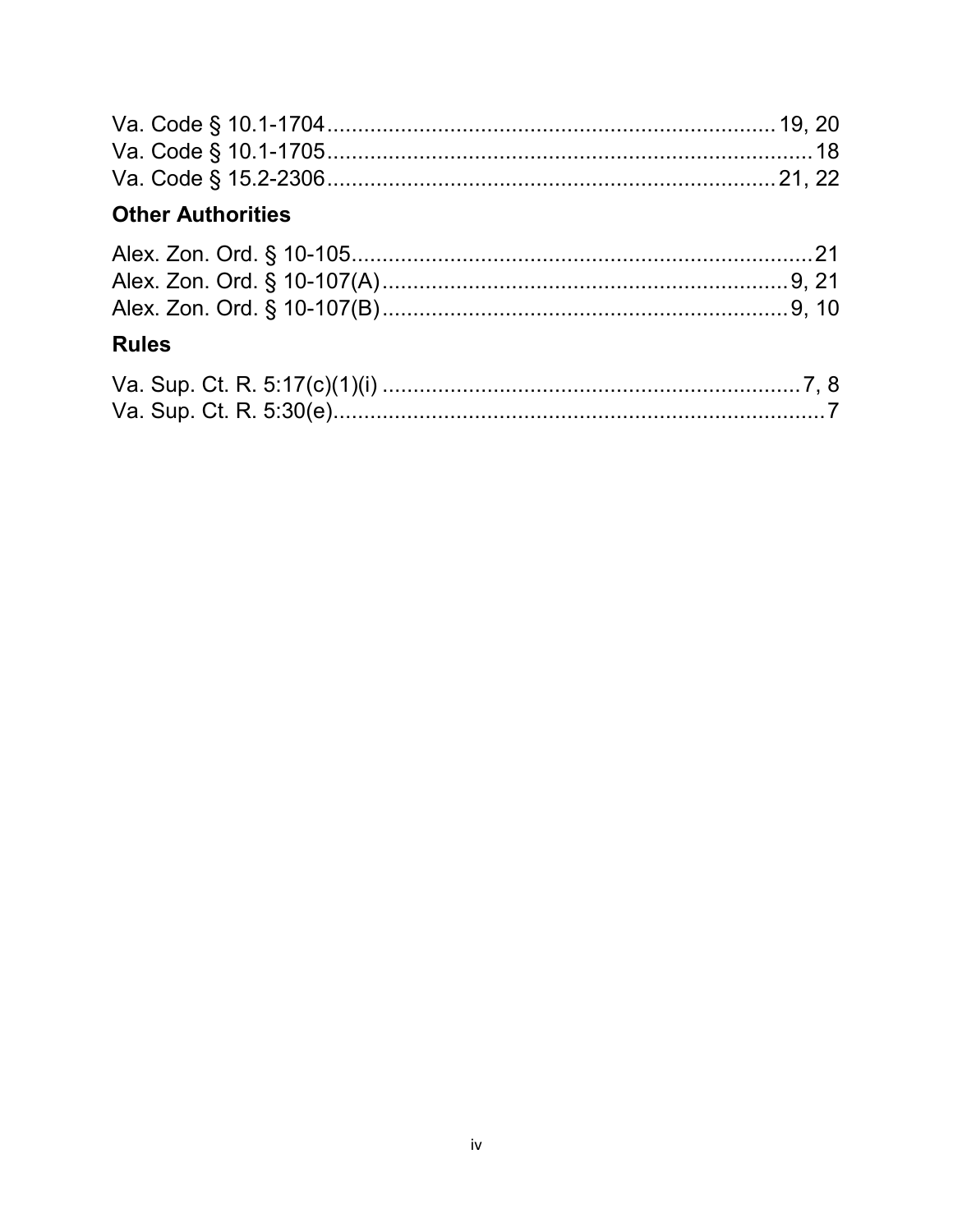Va. Code § 10.1-1704 .......................................................................... 19, 20
Va. Code § 10.1-1705 .................................................................................. 18
Va. Code § 15.2-2306 .......................................................................... 21, 22

### Other Authorities

Alex. Zon. Ord. § 10-105 .............................................................................. 21
Alex. Zon. Ord. § 10-107(A) .................................................................... 9, 21
Alex. Zon. Ord. § 10-107(B) .................................................................... 9, 10

### Rules

Va. Sup. Ct. R. 5:17(c)(1)(i) ...................................................................... 7, 8
Va. Sup. Ct. R. 5:30(e) .................................................................................. 7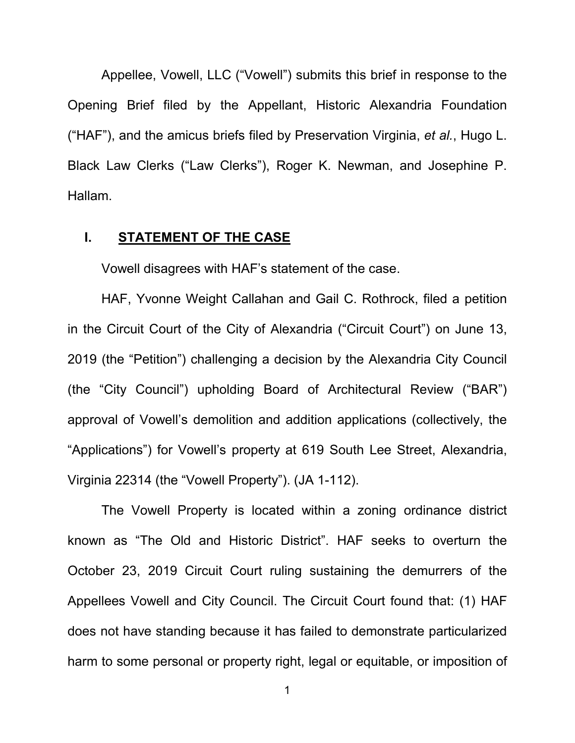Appellee, Vowell, LLC ("Vowell") submits this brief in response to the Opening Brief filed by the Appellant, Historic Alexandria Foundation ("HAF"), and the amicus briefs filed by Preservation Virginia, *et al.*, Hugo L. Black Law Clerks ("Law Clerks"), Roger K. Newman, and Josephine P. Hallam.

## I. STATEMENT OF THE CASE

Vowell disagrees with HAF's statement of the case.

HAF, Yvonne Weight Callahan and Gail C. Rothrock, filed a petition in the Circuit Court of the City of Alexandria ("Circuit Court") on June 13, 2019 (the "Petition") challenging a decision by the Alexandria City Council (the "City Council") upholding Board of Architectural Review ("BAR") approval of Vowell's demolition and addition applications (collectively, the "Applications") for Vowell's property at 619 South Lee Street, Alexandria, Virginia 22314 (the "Vowell Property"). (JA 1-112).

The Vowell Property is located within a zoning ordinance district known as "The Old and Historic District". HAF seeks to overturn the October 23, 2019 Circuit Court ruling sustaining the demurrers of the Appellees Vowell and City Council. The Circuit Court found that: (1) HAF does not have standing because it has failed to demonstrate particularized harm to some personal or property right, legal or equitable, or imposition of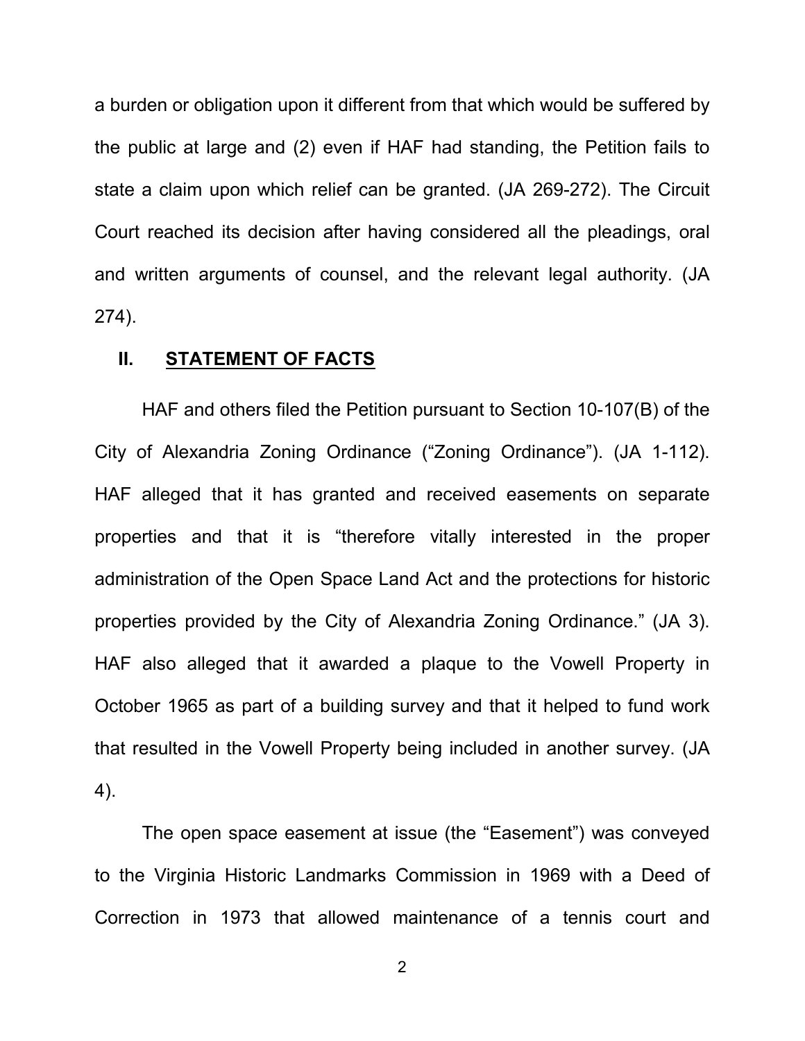a burden or obligation upon it different from that which would be suffered by the public at large and (2) even if HAF had standing, the Petition fails to state a claim upon which relief can be granted. (JA 269-272). The Circuit Court reached its decision after having considered all the pleadings, oral and written arguments of counsel, and the relevant legal authority. (JA 274).

## II. STATEMENT OF FACTS

HAF and others filed the Petition pursuant to Section 10-107(B) of the City of Alexandria Zoning Ordinance ("Zoning Ordinance"). (JA 1-112). HAF alleged that it has granted and received easements on separate properties and that it is "therefore vitally interested in the proper administration of the Open Space Land Act and the protections for historic properties provided by the City of Alexandria Zoning Ordinance." (JA 3). HAF also alleged that it awarded a plaque to the Vowell Property in October 1965 as part of a building survey and that it helped to fund work that resulted in the Vowell Property being included in another survey. (JA 4).

The open space easement at issue (the "Easement") was conveyed to the Virginia Historic Landmarks Commission in 1969 with a Deed of Correction in 1973 that allowed maintenance of a tennis court and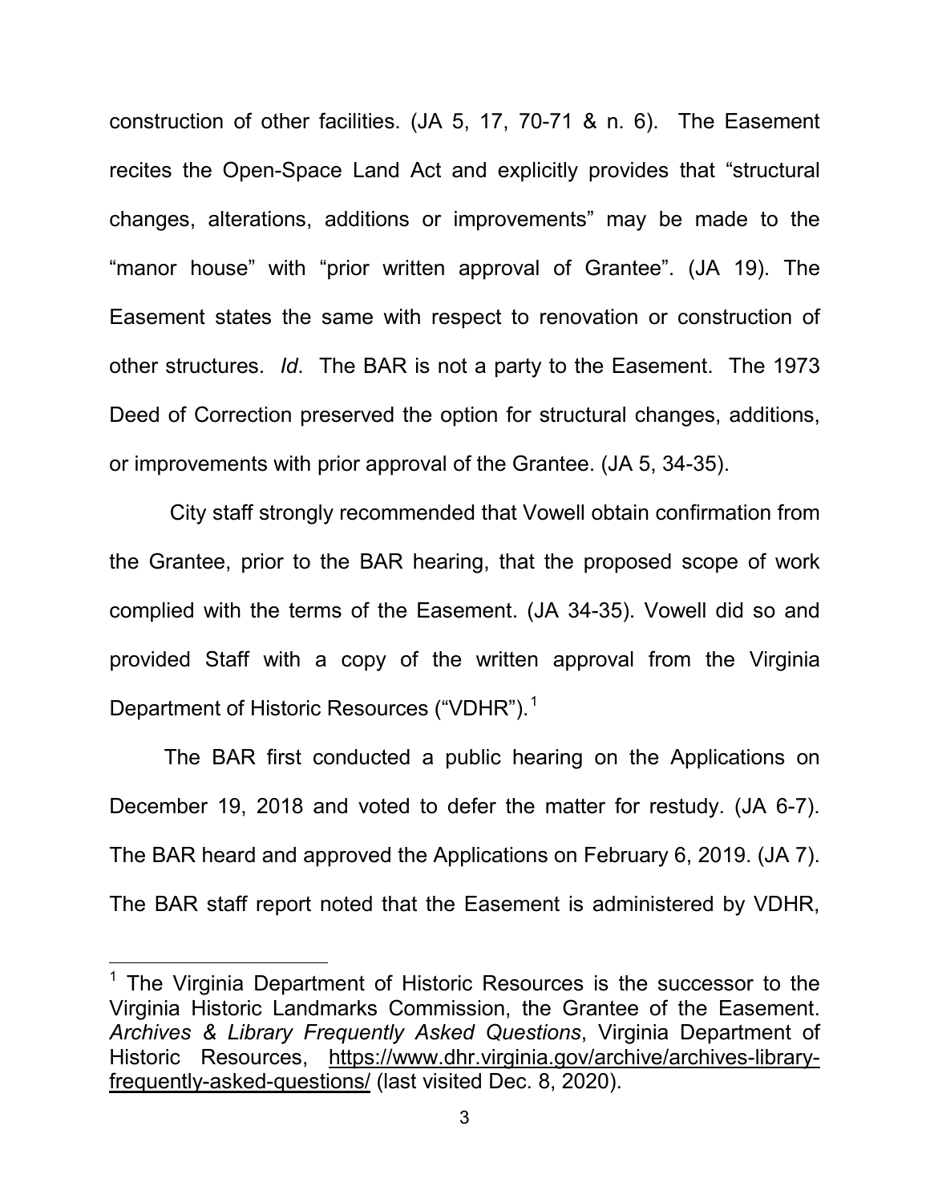construction of other facilities. (JA 5, 17, 70-71 & n. 6). The Easement recites the Open-Space Land Act and explicitly provides that "structural changes, alterations, additions or improvements" may be made to the "manor house" with "prior written approval of Grantee". (JA 19). The Easement states the same with respect to renovation or construction of other structures. *Id*. The BAR is not a party to the Easement. The 1973 Deed of Correction preserved the option for structural changes, additions, or improvements with prior approval of the Grantee. (JA 5, 34-35).

City staff strongly recommended that Vowell obtain confirmation from the Grantee, prior to the BAR hearing, that the proposed scope of work complied with the terms of the Easement. (JA 34-35). Vowell did so and provided Staff with a copy of the written approval from the Virginia Department of Historic Resources ("VDHR").[1]

The BAR first conducted a public hearing on the Applications on December 19, 2018 and voted to defer the matter for restudy. (JA 6-7). The BAR heard and approved the Applications on February 6, 2019. (JA 7). The BAR staff report noted that the Easement is administered by VDHR,

---

[1] The Virginia Department of Historic Resources is the successor to the Virginia Historic Landmarks Commission, the Grantee of the Easement. *Archives & Library Frequently Asked Questions*, Virginia Department of Historic Resources, https://www.dhr.virginia.gov/archive/archives-library-frequently-asked-questions/ (last visited Dec. 8, 2020).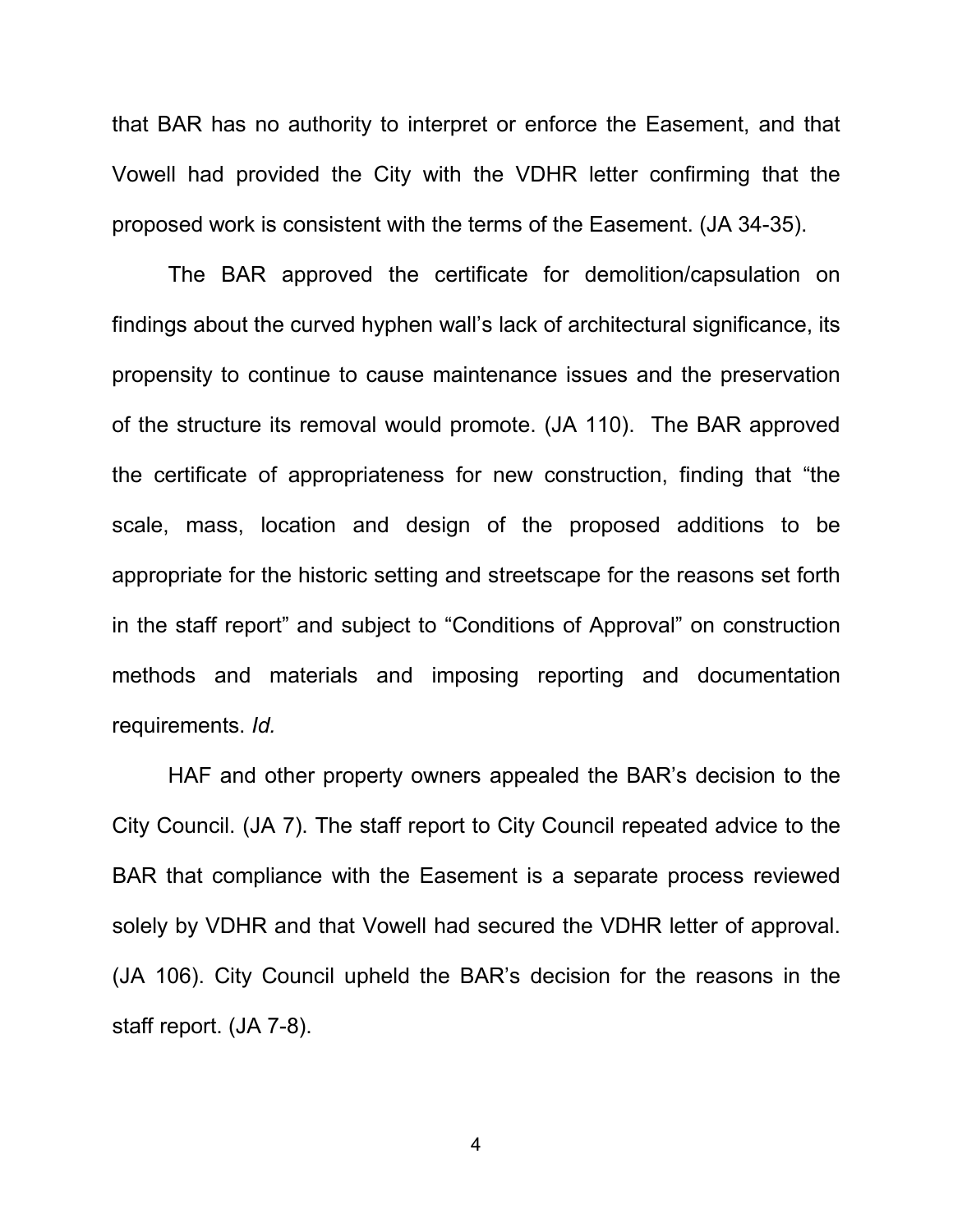that BAR has no authority to interpret or enforce the Easement, and that Vowell had provided the City with the VDHR letter confirming that the proposed work is consistent with the terms of the Easement. (JA 34-35).

The BAR approved the certificate for demolition/capsulation on findings about the curved hyphen wall's lack of architectural significance, its propensity to continue to cause maintenance issues and the preservation of the structure its removal would promote. (JA 110). The BAR approved the certificate of appropriateness for new construction, finding that "the scale, mass, location and design of the proposed additions to be appropriate for the historic setting and streetscape for the reasons set forth in the staff report" and subject to "Conditions of Approval" on construction methods and materials and imposing reporting and documentation requirements. *Id.*

HAF and other property owners appealed the BAR's decision to the City Council. (JA 7). The staff report to City Council repeated advice to the BAR that compliance with the Easement is a separate process reviewed solely by VDHR and that Vowell had secured the VDHR letter of approval. (JA 106). City Council upheld the BAR's decision for the reasons in the staff report. (JA 7-8).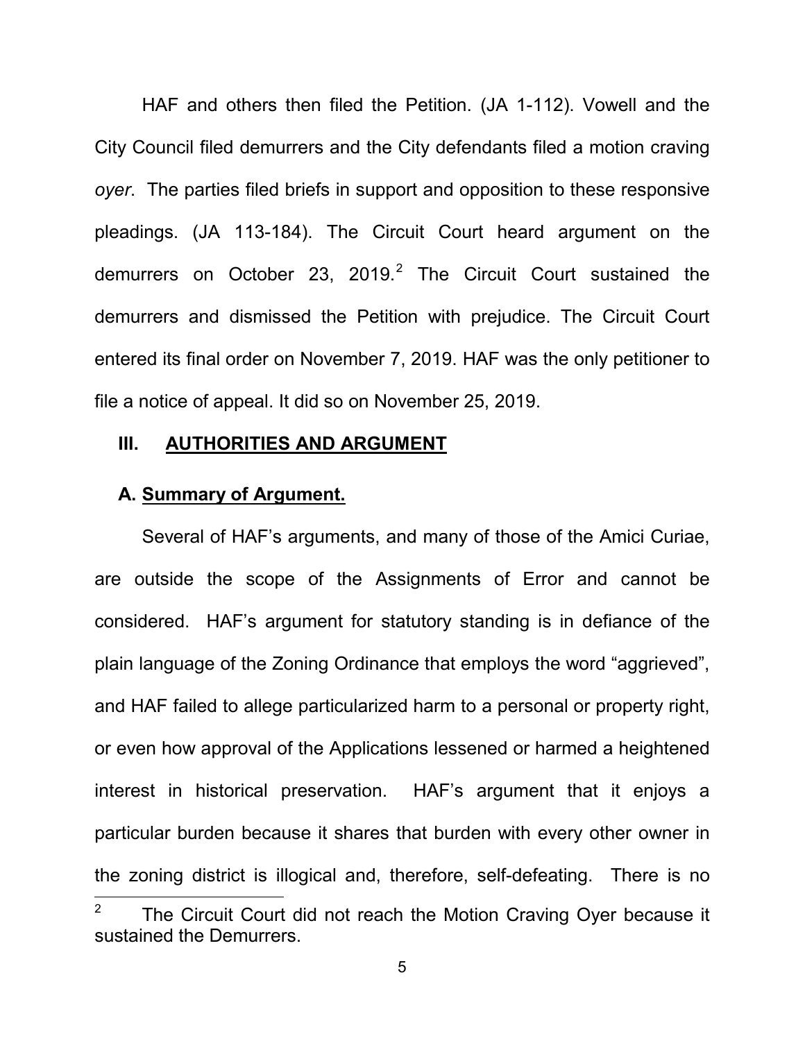HAF and others then filed the Petition. (JA 1-112). Vowell and the City Council filed demurrers and the City defendants filed a motion craving *oyer*. The parties filed briefs in support and opposition to these responsive pleadings. (JA 113-184). The Circuit Court heard argument on the demurrers on October 23, 2019.[2] The Circuit Court sustained the demurrers and dismissed the Petition with prejudice. The Circuit Court entered its final order on November 7, 2019. HAF was the only petitioner to file a notice of appeal. It did so on November 25, 2019.

## III. AUTHORITIES AND ARGUMENT

### A. Summary of Argument.

Several of HAF's arguments, and many of those of the Amici Curiae, are outside the scope of the Assignments of Error and cannot be considered. HAF's argument for statutory standing is in defiance of the plain language of the Zoning Ordinance that employs the word "aggrieved", and HAF failed to allege particularized harm to a personal or property right, or even how approval of the Applications lessened or harmed a heightened interest in historical preservation. HAF's argument that it enjoys a particular burden because it shares that burden with every other owner in the zoning district is illogical and, therefore, self-defeating. There is no

---

[2] The Circuit Court did not reach the Motion Craving Oyer because it sustained the Demurrers.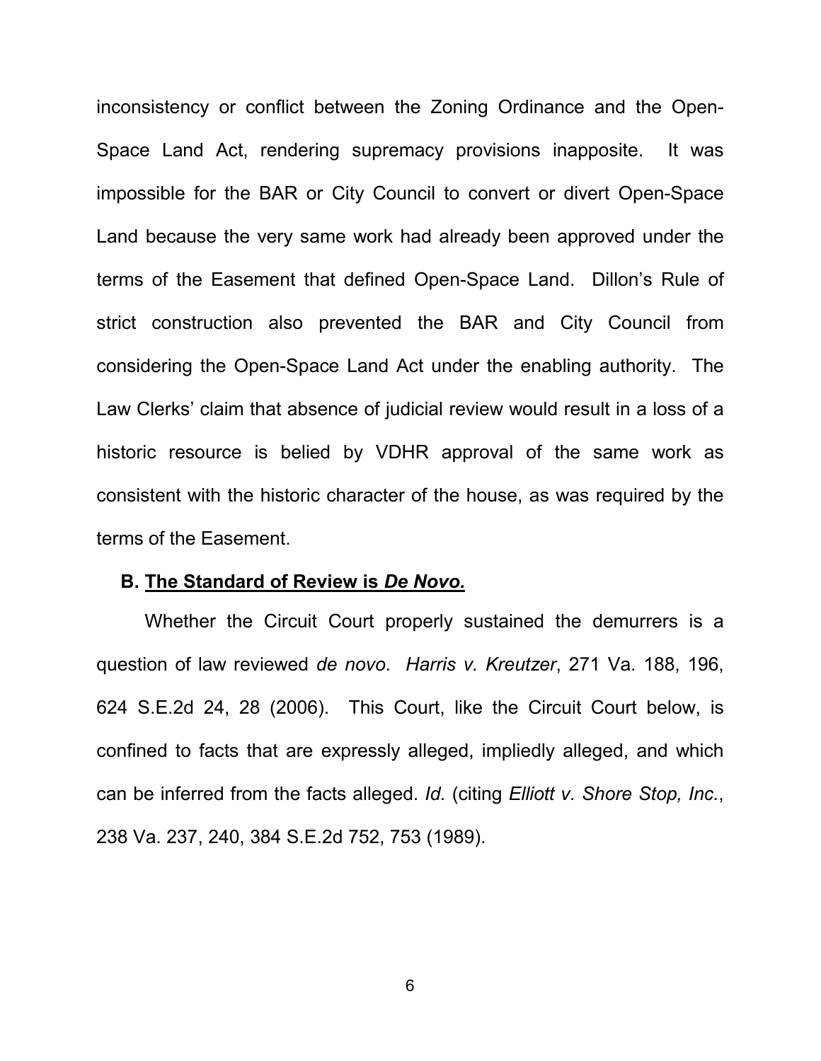inconsistency or conflict between the Zoning Ordinance and the Open-Space Land Act, rendering supremacy provisions inapposite. It was impossible for the BAR or City Council to convert or divert Open-Space Land because the very same work had already been approved under the terms of the Easement that defined Open-Space Land. Dillon's Rule of strict construction also prevented the BAR and City Council from considering the Open-Space Land Act under the enabling authority. The Law Clerks' claim that absence of judicial review would result in a loss of a historic resource is belied by VDHR approval of the same work as consistent with the historic character of the house, as was required by the terms of the Easement.

### B. The Standard of Review is *De Novo.*

Whether the Circuit Court properly sustained the demurrers is a question of law reviewed *de novo*. *Harris v. Kreutzer*, 271 Va. 188, 196, 624 S.E.2d 24, 28 (2006). This Court, like the Circuit Court below, is confined to facts that are expressly alleged, impliedly alleged, and which can be inferred from the facts alleged. *Id.* (citing *Elliott v. Shore Stop, Inc.*, 238 Va. 237, 240, 384 S.E.2d 752, 753 (1989).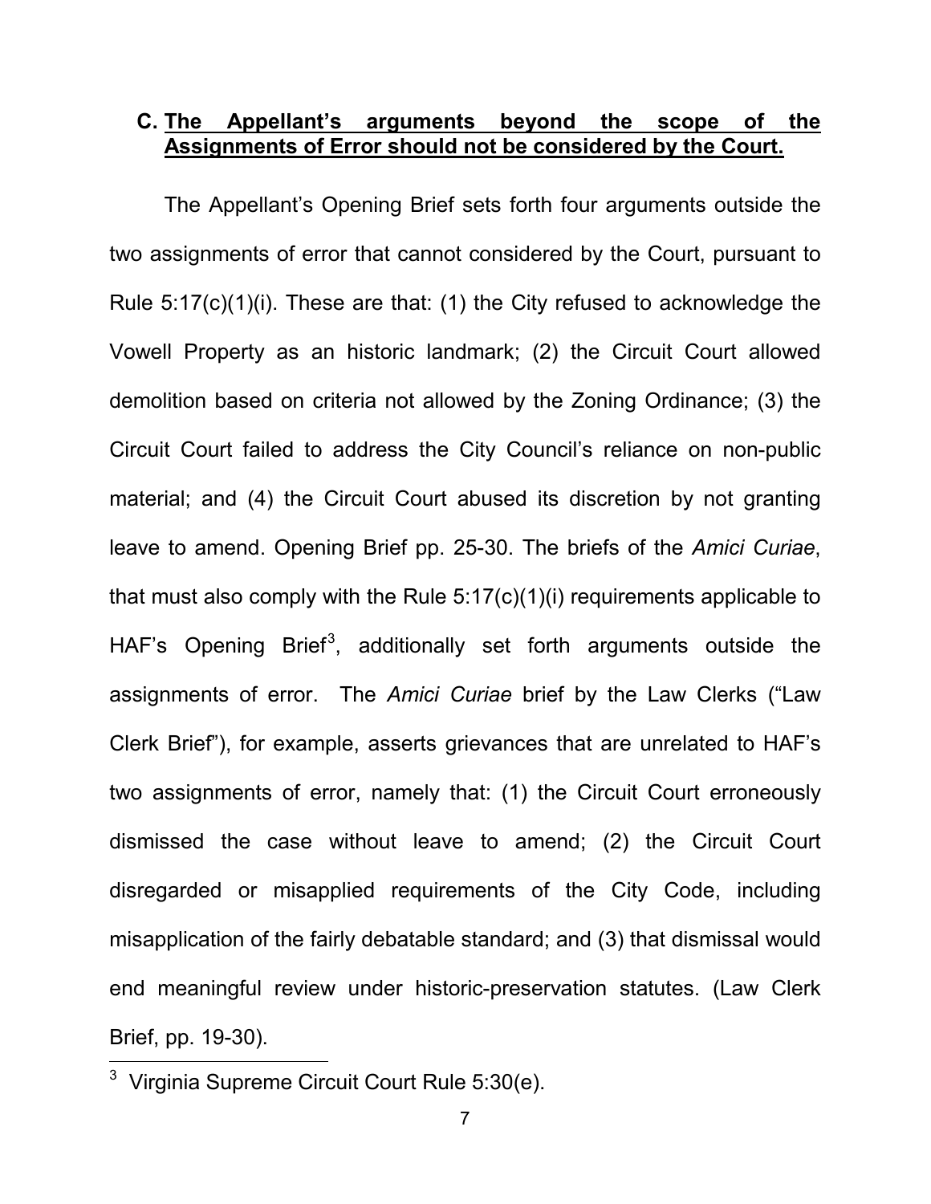### C. **<u>The Appellant's arguments beyond the scope of the Assignments of Error should not be considered by the Court.</u>**

The Appellant's Opening Brief sets forth four arguments outside the two assignments of error that cannot considered by the Court, pursuant to Rule 5:17(c)(1)(i). These are that: (1) the City refused to acknowledge the Vowell Property as an historic landmark; (2) the Circuit Court allowed demolition based on criteria not allowed by the Zoning Ordinance; (3) the Circuit Court failed to address the City Council's reliance on non-public material; and (4) the Circuit Court abused its discretion by not granting leave to amend. Opening Brief pp. 25-30. The briefs of the *Amici Curiae*, that must also comply with the Rule 5:17(c)(1)(i) requirements applicable to HAF's Opening Brief[3], additionally set forth arguments outside the assignments of error. The *Amici Curiae* brief by the Law Clerks ("Law Clerk Brief"), for example, asserts grievances that are unrelated to HAF's two assignments of error, namely that: (1) the Circuit Court erroneously dismissed the case without leave to amend; (2) the Circuit Court disregarded or misapplied requirements of the City Code, including misapplication of the fairly debatable standard; and (3) that dismissal would end meaningful review under historic-preservation statutes. (Law Clerk Brief, pp. 19-30).

---

[3] Virginia Supreme Circuit Court Rule 5:30(e).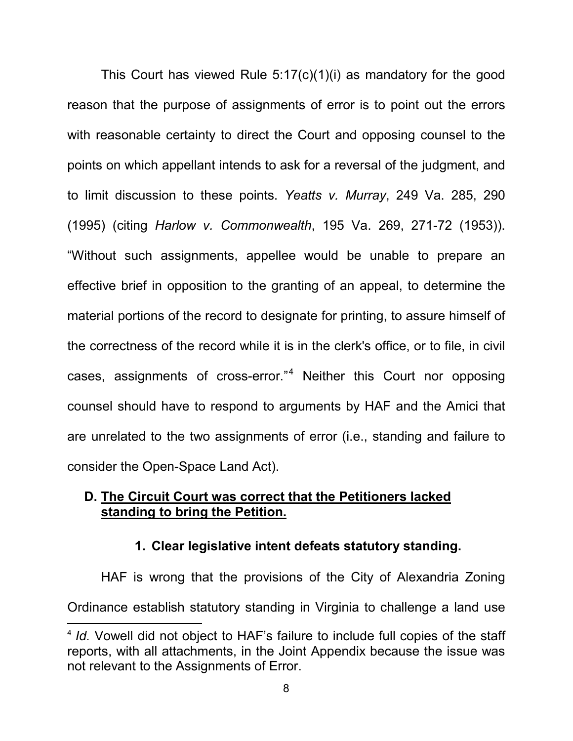This Court has viewed Rule 5:17(c)(1)(i) as mandatory for the good reason that the purpose of assignments of error is to point out the errors with reasonable certainty to direct the Court and opposing counsel to the points on which appellant intends to ask for a reversal of the judgment, and to limit discussion to these points. *Yeatts v. Murray*, 249 Va. 285, 290 (1995) (citing *Harlow v. Commonwealth*, 195 Va. 269, 271-72 (1953)). "Without such assignments, appellee would be unable to prepare an effective brief in opposition to the granting of an appeal, to determine the material portions of the record to designate for printing, to assure himself of the correctness of the record while it is in the clerk's office, or to file, in civil cases, assignments of cross-error."[4] Neither this Court nor opposing counsel should have to respond to arguments by HAF and the Amici that are unrelated to the two assignments of error (i.e., standing and failure to consider the Open-Space Land Act).

### D. <u>The Circuit Court was correct that the Petitioners lacked standing to bring the Petition.</u>

#### 1. Clear legislative intent defeats statutory standing.

HAF is wrong that the provisions of the City of Alexandria Zoning Ordinance establish statutory standing in Virginia to challenge a land use

[4] *Id.* Vowell did not object to HAF's failure to include full copies of the staff reports, with all attachments, in the Joint Appendix because the issue was not relevant to the Assignments of Error.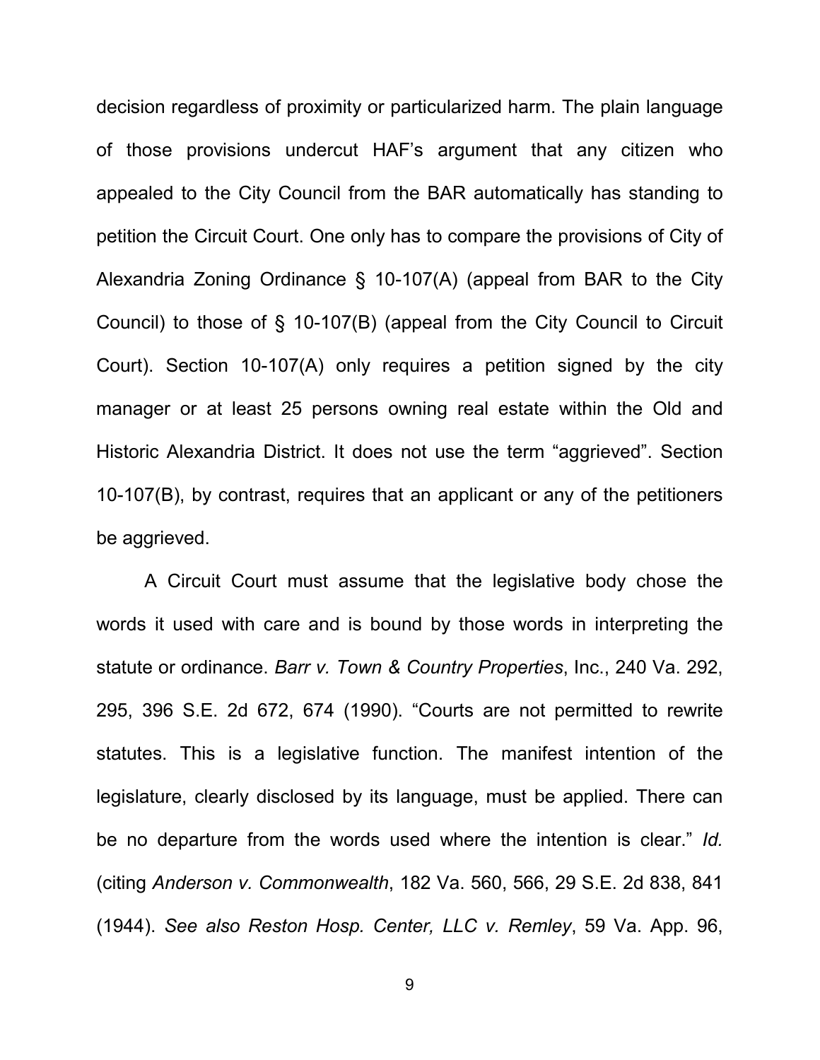decision regardless of proximity or particularized harm. The plain language of those provisions undercut HAF's argument that any citizen who appealed to the City Council from the BAR automatically has standing to petition the Circuit Court. One only has to compare the provisions of City of Alexandria Zoning Ordinance § 10-107(A) (appeal from BAR to the City Council) to those of § 10-107(B) (appeal from the City Council to Circuit Court). Section 10-107(A) only requires a petition signed by the city manager or at least 25 persons owning real estate within the Old and Historic Alexandria District. It does not use the term "aggrieved". Section 10-107(B), by contrast, requires that an applicant or any of the petitioners be aggrieved.

A Circuit Court must assume that the legislative body chose the words it used with care and is bound by those words in interpreting the statute or ordinance. *Barr v. Town & Country Properties*, Inc., 240 Va. 292, 295, 396 S.E. 2d 672, 674 (1990). "Courts are not permitted to rewrite statutes. This is a legislative function. The manifest intention of the legislature, clearly disclosed by its language, must be applied. There can be no departure from the words used where the intention is clear." *Id.* (citing *Anderson v. Commonwealth*, 182 Va. 560, 566, 29 S.E. 2d 838, 841 (1944). *See also Reston Hosp. Center, LLC v. Remley*, 59 Va. App. 96,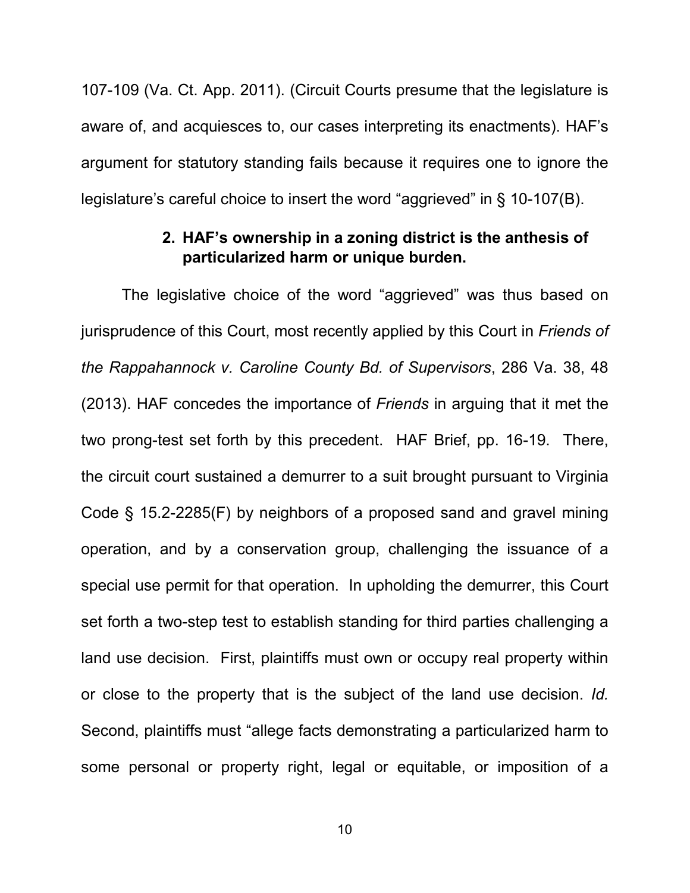107-109 (Va. Ct. App. 2011). (Circuit Courts presume that the legislature is aware of, and acquiesces to, our cases interpreting its enactments). HAF's argument for statutory standing fails because it requires one to ignore the legislature's careful choice to insert the word "aggrieved" in § 10-107(B).

**2. HAF's ownership in a zoning district is the anthesis of particularized harm or unique burden.**

The legislative choice of the word "aggrieved" was thus based on jurisprudence of this Court, most recently applied by this Court in *Friends of the Rappahannock v. Caroline County Bd. of Supervisors*, 286 Va. 38, 48 (2013). HAF concedes the importance of *Friends* in arguing that it met the two prong-test set forth by this precedent. HAF Brief, pp. 16-19. There, the circuit court sustained a demurrer to a suit brought pursuant to Virginia Code § 15.2-2285(F) by neighbors of a proposed sand and gravel mining operation, and by a conservation group, challenging the issuance of a special use permit for that operation. In upholding the demurrer, this Court set forth a two-step test to establish standing for third parties challenging a land use decision. First, plaintiffs must own or occupy real property within or close to the property that is the subject of the land use decision. *Id.* Second, plaintiffs must "allege facts demonstrating a particularized harm to some personal or property right, legal or equitable, or imposition of a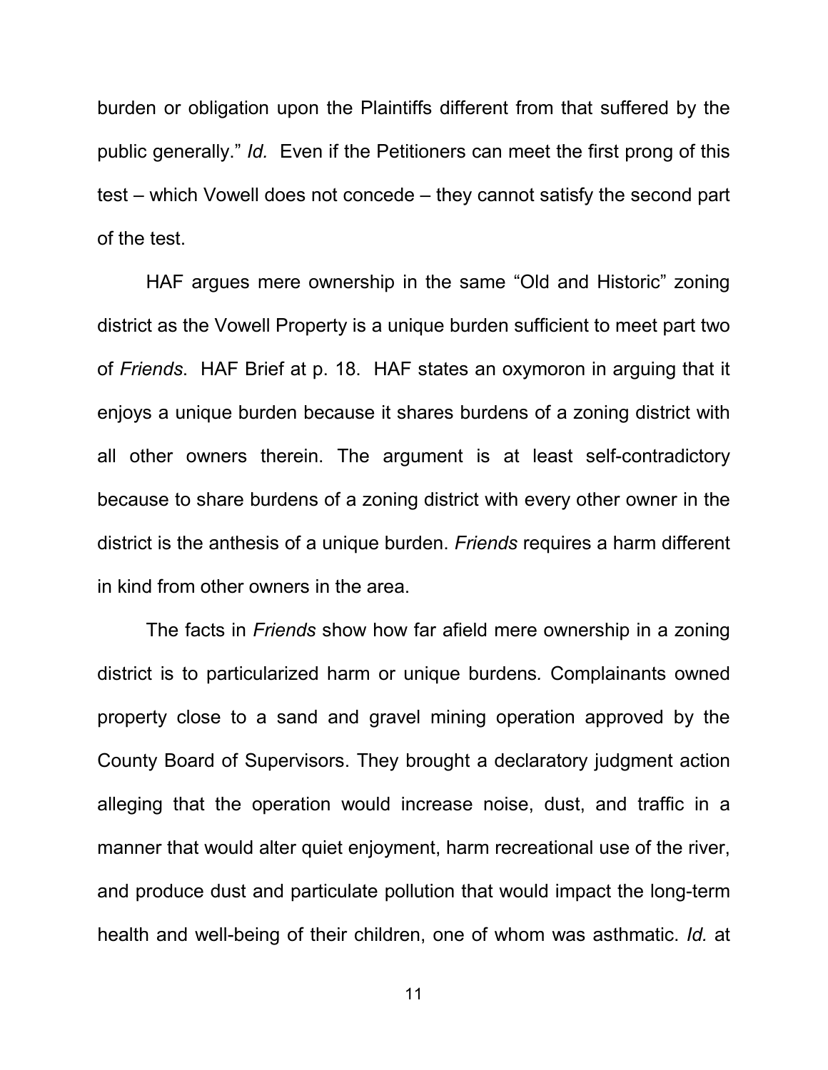burden or obligation upon the Plaintiffs different from that suffered by the public generally." *Id.* Even if the Petitioners can meet the first prong of this test – which Vowell does not concede – they cannot satisfy the second part of the test.

HAF argues mere ownership in the same "Old and Historic" zoning district as the Vowell Property is a unique burden sufficient to meet part two of *Friends*. HAF Brief at p. 18. HAF states an oxymoron in arguing that it enjoys a unique burden because it shares burdens of a zoning district with all other owners therein. The argument is at least self-contradictory because to share burdens of a zoning district with every other owner in the district is the anthesis of a unique burden. *Friends* requires a harm different in kind from other owners in the area.

The facts in *Friends* show how far afield mere ownership in a zoning district is to particularized harm or unique burdens. Complainants owned property close to a sand and gravel mining operation approved by the County Board of Supervisors. They brought a declaratory judgment action alleging that the operation would increase noise, dust, and traffic in a manner that would alter quiet enjoyment, harm recreational use of the river, and produce dust and particulate pollution that would impact the long-term health and well-being of their children, one of whom was asthmatic. *Id.* at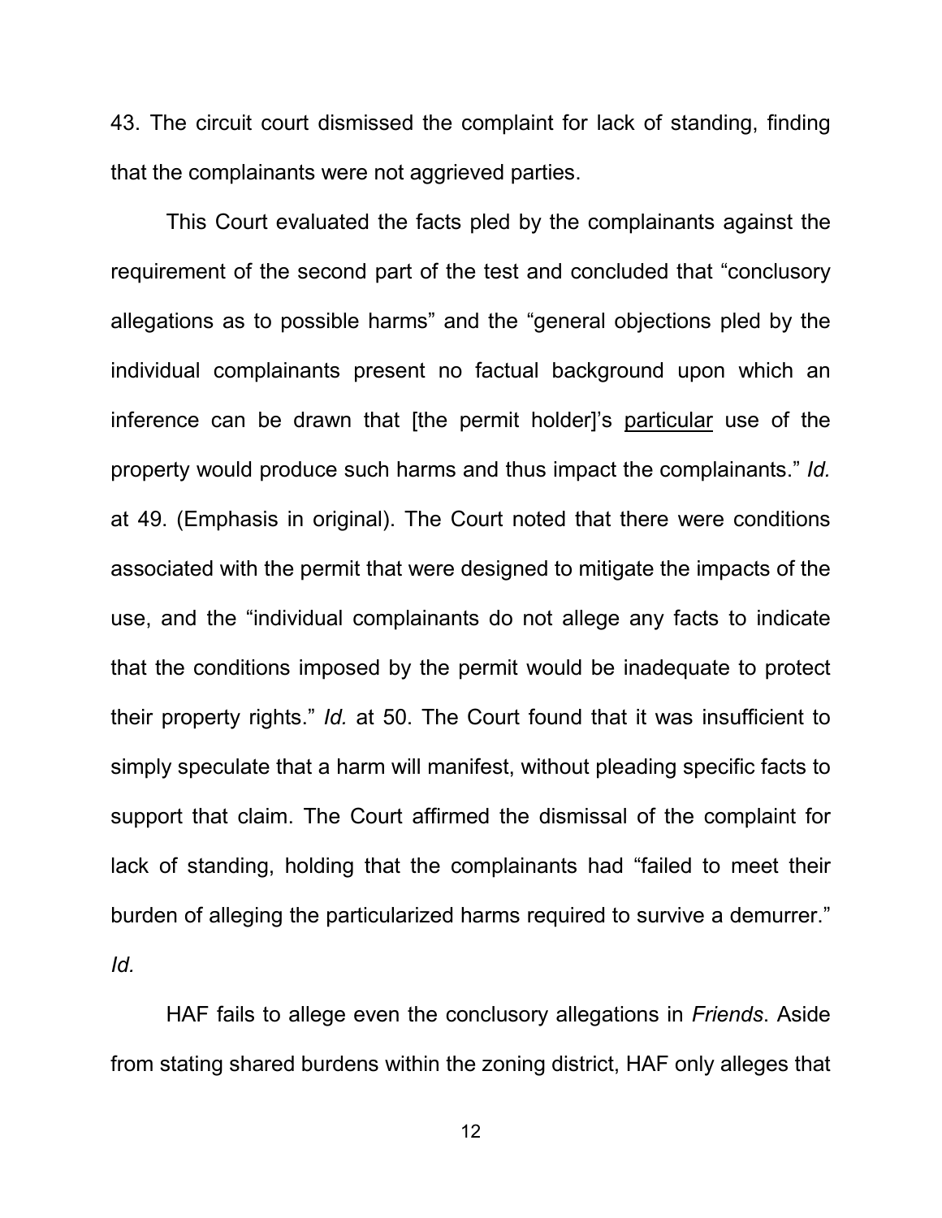43. The circuit court dismissed the complaint for lack of standing, finding that the complainants were not aggrieved parties.

This Court evaluated the facts pled by the complainants against the requirement of the second part of the test and concluded that "conclusory allegations as to possible harms" and the "general objections pled by the individual complainants present no factual background upon which an inference can be drawn that [the permit holder]'s <u>particular</u> use of the property would produce such harms and thus impact the complainants." *Id.* at 49. (Emphasis in original). The Court noted that there were conditions associated with the permit that were designed to mitigate the impacts of the use, and the "individual complainants do not allege any facts to indicate that the conditions imposed by the permit would be inadequate to protect their property rights." *Id.* at 50. The Court found that it was insufficient to simply speculate that a harm will manifest, without pleading specific facts to support that claim. The Court affirmed the dismissal of the complaint for lack of standing, holding that the complainants had "failed to meet their burden of alleging the particularized harms required to survive a demurrer." *Id.*

HAF fails to allege even the conclusory allegations in *Friends*. Aside from stating shared burdens within the zoning district, HAF only alleges that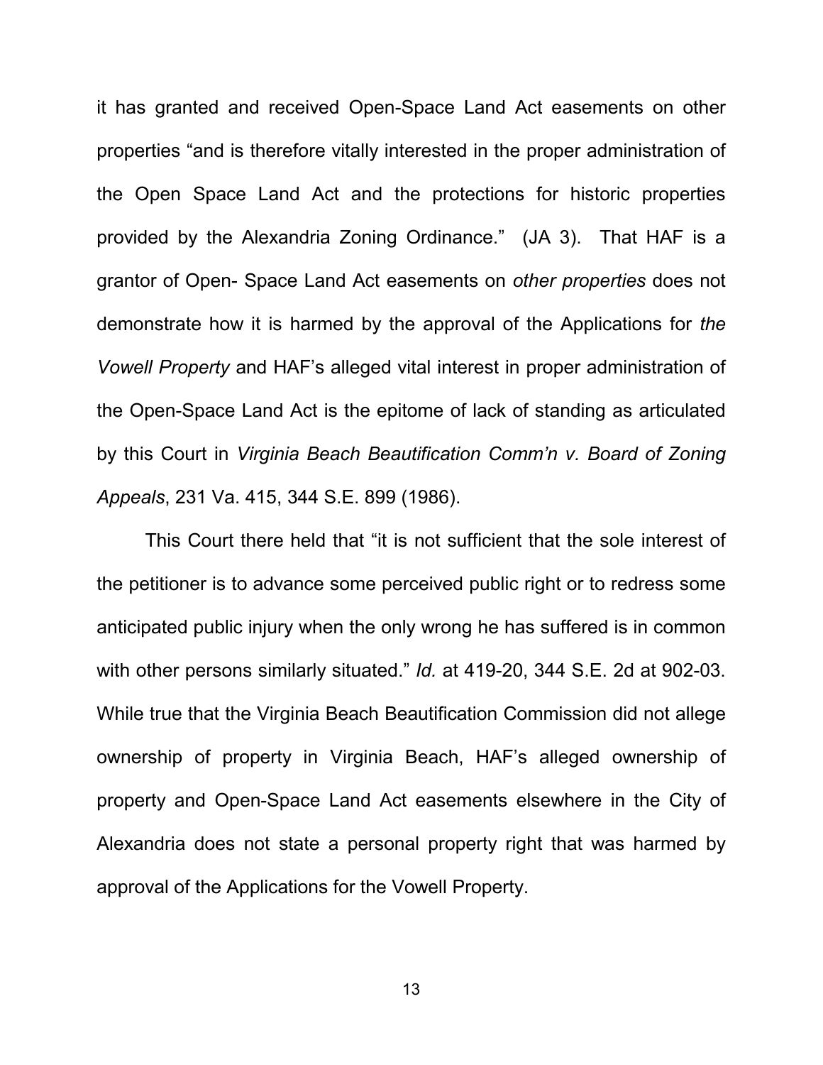it has granted and received Open-Space Land Act easements on other properties "and is therefore vitally interested in the proper administration of the Open Space Land Act and the protections for historic properties provided by the Alexandria Zoning Ordinance." (JA 3). That HAF is a grantor of Open- Space Land Act easements on *other properties* does not demonstrate how it is harmed by the approval of the Applications for *the Vowell Property* and HAF's alleged vital interest in proper administration of the Open-Space Land Act is the epitome of lack of standing as articulated by this Court in *Virginia Beach Beautification Comm'n v. Board of Zoning Appeals*, 231 Va. 415, 344 S.E. 899 (1986).

This Court there held that "it is not sufficient that the sole interest of the petitioner is to advance some perceived public right or to redress some anticipated public injury when the only wrong he has suffered is in common with other persons similarly situated." *Id.* at 419-20, 344 S.E. 2d at 902-03. While true that the Virginia Beach Beautification Commission did not allege ownership of property in Virginia Beach, HAF's alleged ownership of property and Open-Space Land Act easements elsewhere in the City of Alexandria does not state a personal property right that was harmed by approval of the Applications for the Vowell Property.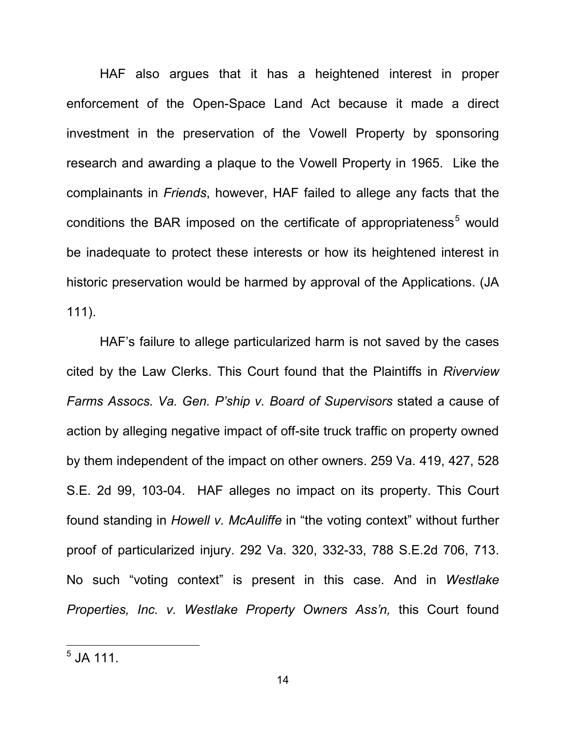HAF also argues that it has a heightened interest in proper enforcement of the Open-Space Land Act because it made a direct investment in the preservation of the Vowell Property by sponsoring research and awarding a plaque to the Vowell Property in 1965. Like the complainants in *Friends*, however, HAF failed to allege any facts that the conditions the BAR imposed on the certificate of appropriateness[5] would be inadequate to protect these interests or how its heightened interest in historic preservation would be harmed by approval of the Applications. (JA 111).

HAF's failure to allege particularized harm is not saved by the cases cited by the Law Clerks. This Court found that the Plaintiffs in *Riverview Farms Assocs. Va. Gen. P'ship v. Board of Supervisors* stated a cause of action by alleging negative impact of off-site truck traffic on property owned by them independent of the impact on other owners. 259 Va. 419, 427, 528 S.E. 2d 99, 103-04. HAF alleges no impact on its property. This Court found standing in *Howell v. McAuliffe* in "the voting context" without further proof of particularized injury. 292 Va. 320, 332-33, 788 S.E.2d 706, 713. No such "voting context" is present in this case. And in *Westlake Properties, Inc. v. Westlake Property Owners Ass'n,* this Court found

[5] JA 111.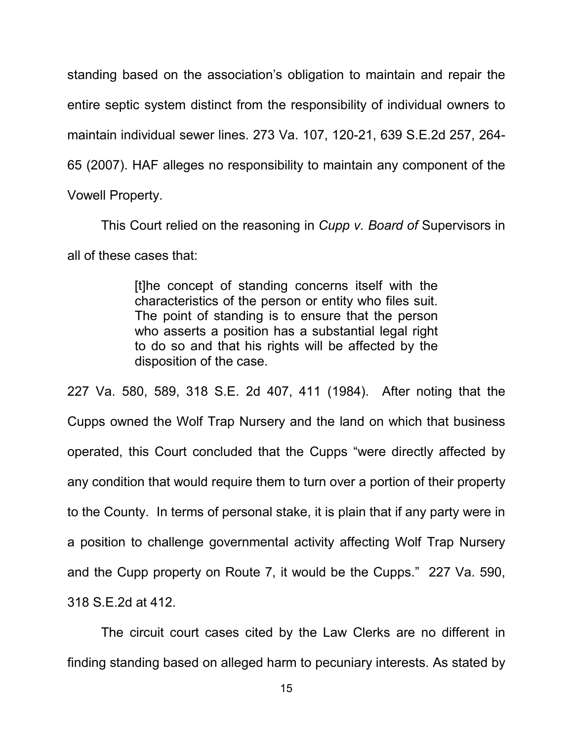standing based on the association's obligation to maintain and repair the entire septic system distinct from the responsibility of individual owners to maintain individual sewer lines. 273 Va. 107, 120-21, 639 S.E.2d 257, 264-65 (2007). HAF alleges no responsibility to maintain any component of the Vowell Property.

This Court relied on the reasoning in *Cupp v. Board of* Supervisors in all of these cases that:

> [t]he concept of standing concerns itself with the characteristics of the person or entity who files suit. The point of standing is to ensure that the person who asserts a position has a substantial legal right to do so and that his rights will be affected by the disposition of the case.

227 Va. 580, 589, 318 S.E. 2d 407, 411 (1984). After noting that the Cupps owned the Wolf Trap Nursery and the land on which that business operated, this Court concluded that the Cupps "were directly affected by any condition that would require them to turn over a portion of their property to the County. In terms of personal stake, it is plain that if any party were in a position to challenge governmental activity affecting Wolf Trap Nursery and the Cupp property on Route 7, it would be the Cupps." 227 Va. 590, 318 S.E.2d at 412.

The circuit court cases cited by the Law Clerks are no different in finding standing based on alleged harm to pecuniary interests. As stated by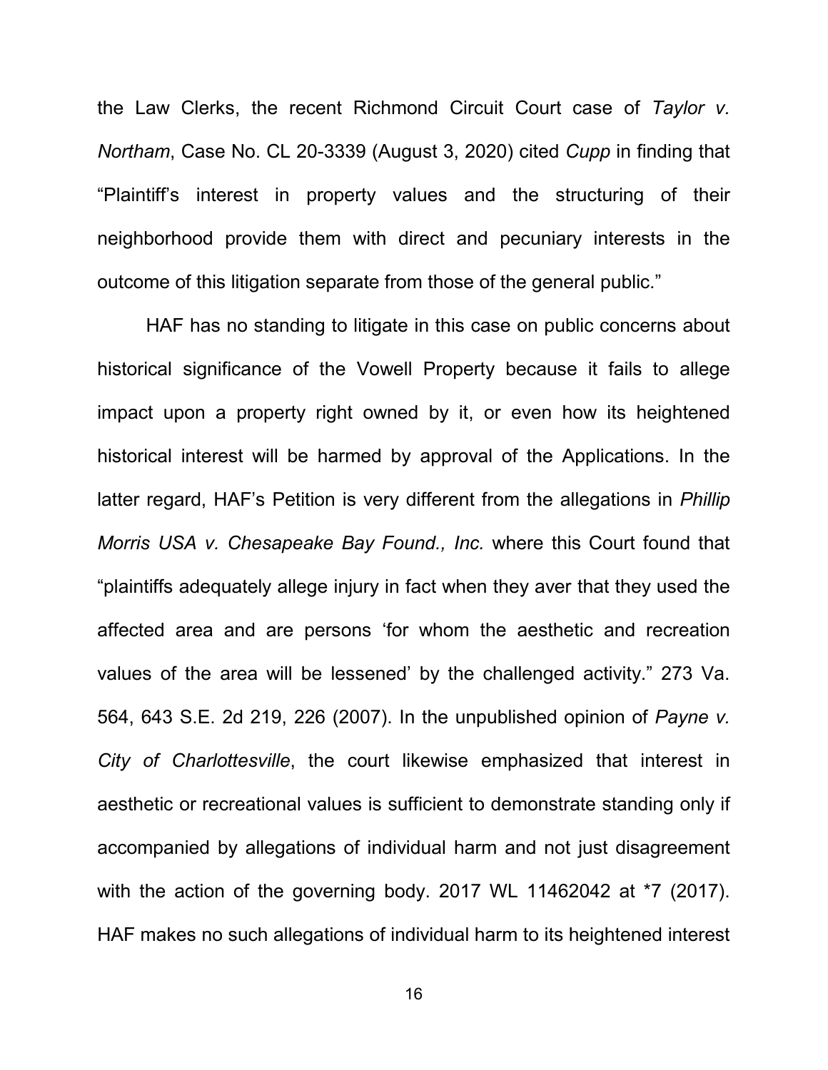the Law Clerks, the recent Richmond Circuit Court case of *Taylor v. Northam*, Case No. CL 20-3339 (August 3, 2020) cited *Cupp* in finding that "Plaintiff's interest in property values and the structuring of their neighborhood provide them with direct and pecuniary interests in the outcome of this litigation separate from those of the general public."

HAF has no standing to litigate in this case on public concerns about historical significance of the Vowell Property because it fails to allege impact upon a property right owned by it, or even how its heightened historical interest will be harmed by approval of the Applications. In the latter regard, HAF's Petition is very different from the allegations in *Phillip Morris USA v. Chesapeake Bay Found., Inc.* where this Court found that "plaintiffs adequately allege injury in fact when they aver that they used the affected area and are persons 'for whom the aesthetic and recreation values of the area will be lessened' by the challenged activity." 273 Va. 564, 643 S.E. 2d 219, 226 (2007). In the unpublished opinion of *Payne v. City of Charlottesville*, the court likewise emphasized that interest in aesthetic or recreational values is sufficient to demonstrate standing only if accompanied by allegations of individual harm and not just disagreement with the action of the governing body. 2017 WL 11462042 at *7 (2017). HAF makes no such allegations of individual harm to its heightened interest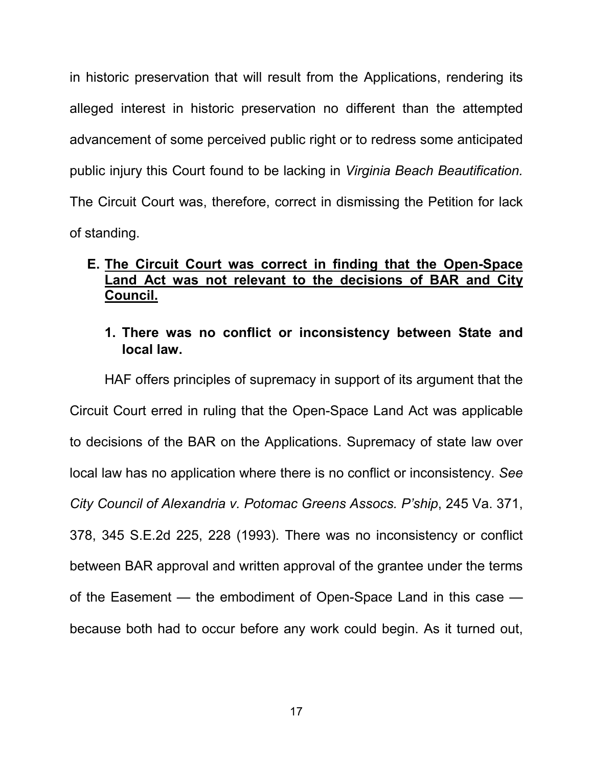in historic preservation that will result from the Applications, rendering its alleged interest in historic preservation no different than the attempted advancement of some perceived public right or to redress some anticipated public injury this Court found to be lacking in *Virginia Beach Beautification.* The Circuit Court was, therefore, correct in dismissing the Petition for lack of standing.

### E. <u>The Circuit Court was correct in finding that the Open-Space Land Act was not relevant to the decisions of BAR and City Council.</u>

#### 1. There was no conflict or inconsistency between State and local law.

HAF offers principles of supremacy in support of its argument that the Circuit Court erred in ruling that the Open-Space Land Act was applicable to decisions of the BAR on the Applications. Supremacy of state law over local law has no application where there is no conflict or inconsistency. *See City Council of Alexandria v. Potomac Greens Assocs. P'ship*, 245 Va. 371, 378, 345 S.E.2d 225, 228 (1993). There was no inconsistency or conflict between BAR approval and written approval of the grantee under the terms of the Easement — the embodiment of Open-Space Land in this case — because both had to occur before any work could begin. As it turned out,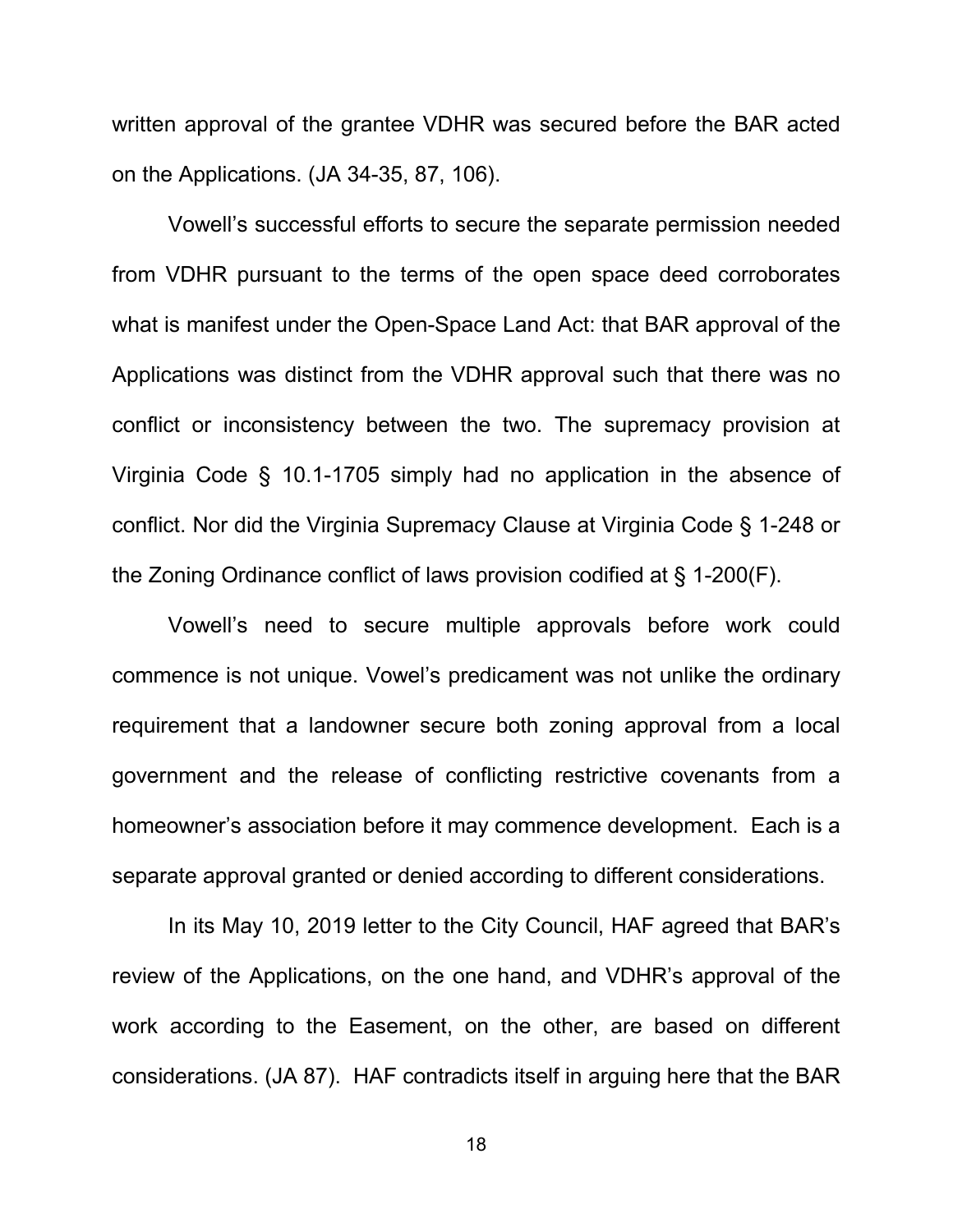written approval of the grantee VDHR was secured before the BAR acted on the Applications. (JA 34-35, 87, 106).

Vowell's successful efforts to secure the separate permission needed from VDHR pursuant to the terms of the open space deed corroborates what is manifest under the Open-Space Land Act: that BAR approval of the Applications was distinct from the VDHR approval such that there was no conflict or inconsistency between the two. The supremacy provision at Virginia Code § 10.1-1705 simply had no application in the absence of conflict. Nor did the Virginia Supremacy Clause at Virginia Code § 1-248 or the Zoning Ordinance conflict of laws provision codified at § 1-200(F).

Vowell's need to secure multiple approvals before work could commence is not unique. Vowel's predicament was not unlike the ordinary requirement that a landowner secure both zoning approval from a local government and the release of conflicting restrictive covenants from a homeowner's association before it may commence development. Each is a separate approval granted or denied according to different considerations.

In its May 10, 2019 letter to the City Council, HAF agreed that BAR's review of the Applications, on the one hand, and VDHR's approval of the work according to the Easement, on the other, are based on different considerations. (JA 87). HAF contradicts itself in arguing here that the BAR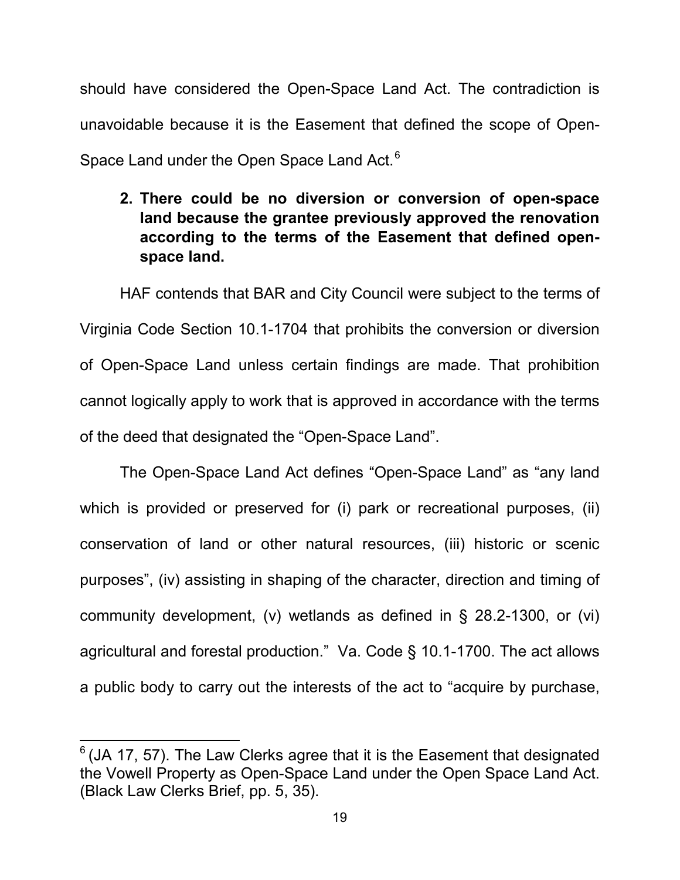should have considered the Open-Space Land Act. The contradiction is unavoidable because it is the Easement that defined the scope of Open-Space Land under the Open Space Land Act.[6]

**2. There could be no diversion or conversion of open-space land because the grantee previously approved the renovation according to the terms of the Easement that defined open-space land.**

HAF contends that BAR and City Council were subject to the terms of Virginia Code Section 10.1-1704 that prohibits the conversion or diversion of Open-Space Land unless certain findings are made. That prohibition cannot logically apply to work that is approved in accordance with the terms of the deed that designated the "Open-Space Land".

The Open-Space Land Act defines "Open-Space Land" as "any land which is provided or preserved for (i) park or recreational purposes, (ii) conservation of land or other natural resources, (iii) historic or scenic purposes", (iv) assisting in shaping of the character, direction and timing of community development, (v) wetlands as defined in § 28.2-1300, or (vi) agricultural and forestal production." Va. Code § 10.1-1700. The act allows a public body to carry out the interests of the act to "acquire by purchase,

---

[6] (JA 17, 57). The Law Clerks agree that it is the Easement that designated the Vowell Property as Open-Space Land under the Open Space Land Act. (Black Law Clerks Brief, pp. 5, 35).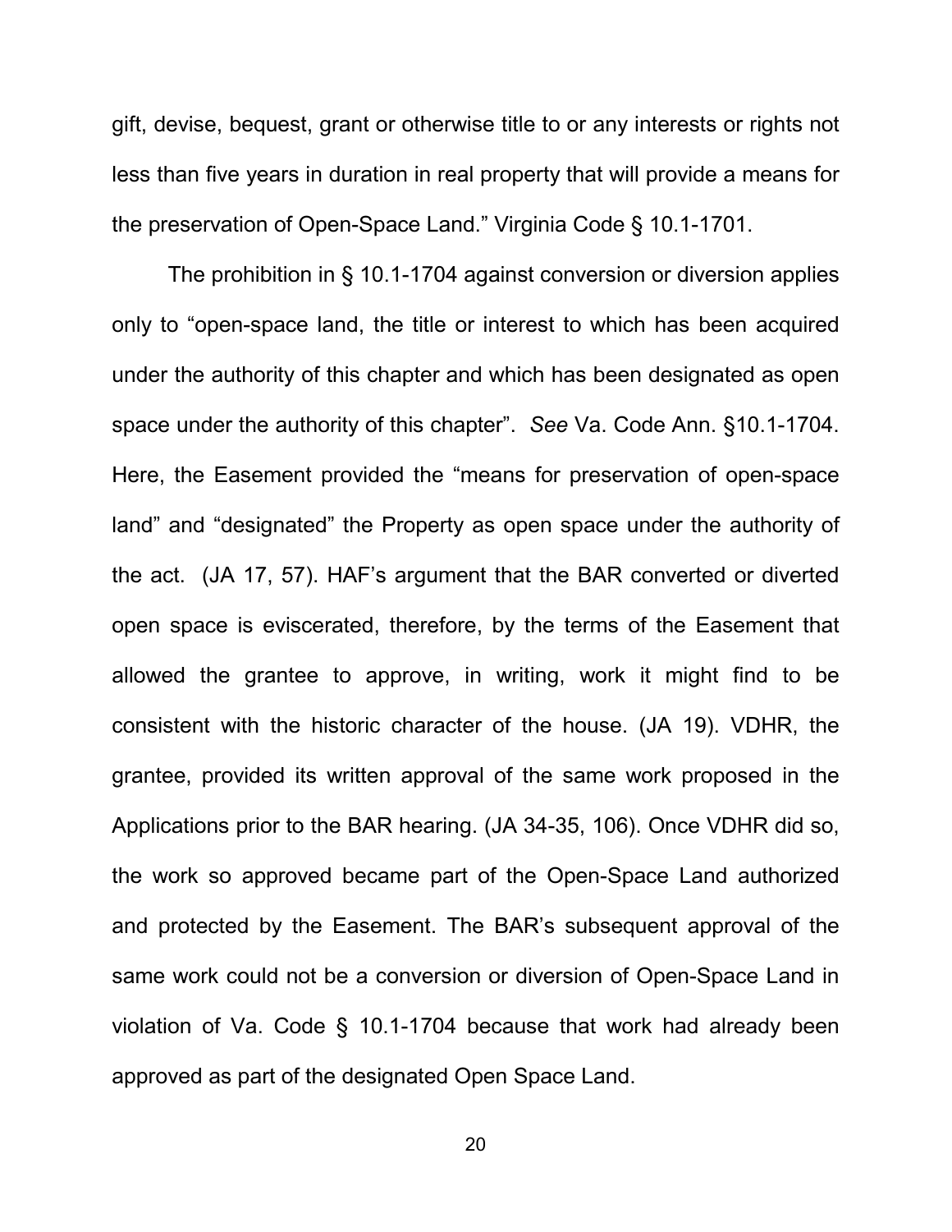gift, devise, bequest, grant or otherwise title to or any interests or rights not less than five years in duration in real property that will provide a means for the preservation of Open-Space Land." Virginia Code § 10.1-1701.

The prohibition in § 10.1-1704 against conversion or diversion applies only to "open-space land, the title or interest to which has been acquired under the authority of this chapter and which has been designated as open space under the authority of this chapter". *See* Va. Code Ann. §10.1-1704. Here, the Easement provided the "means for preservation of open-space land" and "designated" the Property as open space under the authority of the act. (JA 17, 57). HAF's argument that the BAR converted or diverted open space is eviscerated, therefore, by the terms of the Easement that allowed the grantee to approve, in writing, work it might find to be consistent with the historic character of the house. (JA 19). VDHR, the grantee, provided its written approval of the same work proposed in the Applications prior to the BAR hearing. (JA 34-35, 106). Once VDHR did so, the work so approved became part of the Open-Space Land authorized and protected by the Easement. The BAR's subsequent approval of the same work could not be a conversion or diversion of Open-Space Land in violation of Va. Code § 10.1-1704 because that work had already been approved as part of the designated Open Space Land.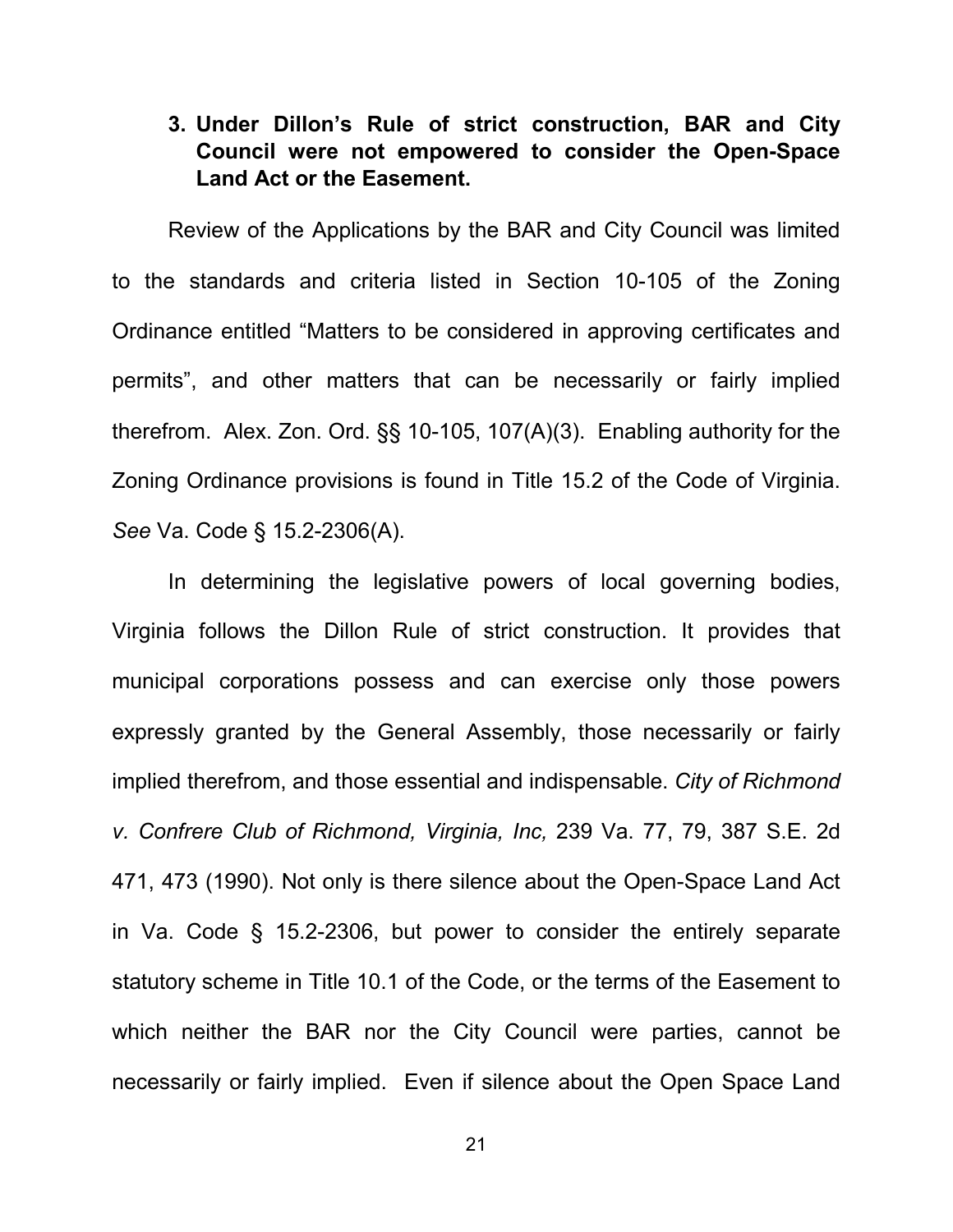### 3. Under Dillon's Rule of strict construction, BAR and City Council were not empowered to consider the Open-Space Land Act or the Easement.

Review of the Applications by the BAR and City Council was limited to the standards and criteria listed in Section 10-105 of the Zoning Ordinance entitled "Matters to be considered in approving certificates and permits", and other matters that can be necessarily or fairly implied therefrom. Alex. Zon. Ord. §§ 10-105, 107(A)(3). Enabling authority for the Zoning Ordinance provisions is found in Title 15.2 of the Code of Virginia. *See* Va. Code § 15.2-2306(A).

In determining the legislative powers of local governing bodies, Virginia follows the Dillon Rule of strict construction. It provides that municipal corporations possess and can exercise only those powers expressly granted by the General Assembly, those necessarily or fairly implied therefrom, and those essential and indispensable. *City of Richmond v. Confrere Club of Richmond, Virginia, Inc,* 239 Va. 77, 79, 387 S.E. 2d 471, 473 (1990). Not only is there silence about the Open-Space Land Act in Va. Code § 15.2-2306, but power to consider the entirely separate statutory scheme in Title 10.1 of the Code, or the terms of the Easement to which neither the BAR nor the City Council were parties, cannot be necessarily or fairly implied. Even if silence about the Open Space Land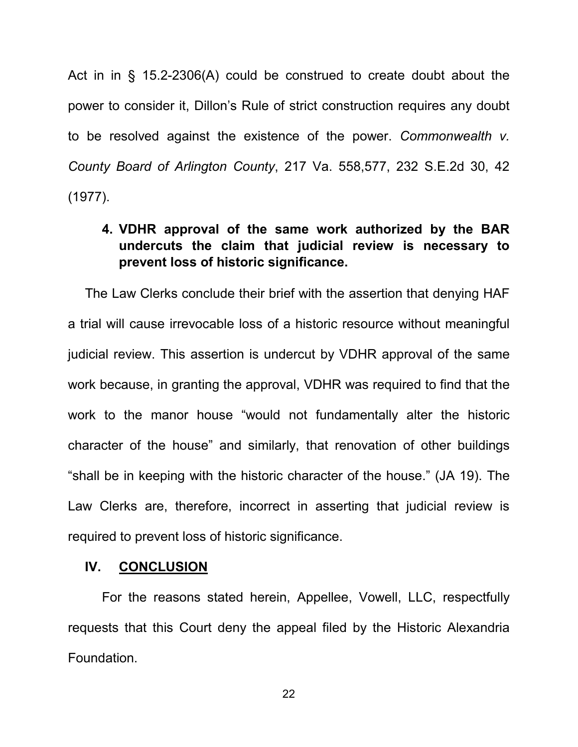Act in in § 15.2-2306(A) could be construed to create doubt about the power to consider it, Dillon's Rule of strict construction requires any doubt to be resolved against the existence of the power. *Commonwealth v. County Board of Arlington County*, 217 Va. 558,577, 232 S.E.2d 30, 42 (1977).

**4. VDHR approval of the same work authorized by the BAR undercuts the claim that judicial review is necessary to prevent loss of historic significance.**

The Law Clerks conclude their brief with the assertion that denying HAF a trial will cause irrevocable loss of a historic resource without meaningful judicial review. This assertion is undercut by VDHR approval of the same work because, in granting the approval, VDHR was required to find that the work to the manor house "would not fundamentally alter the historic character of the house" and similarly, that renovation of other buildings "shall be in keeping with the historic character of the house." (JA 19). The Law Clerks are, therefore, incorrect in asserting that judicial review is required to prevent loss of historic significance.

## IV. <u>CONCLUSION</u>

For the reasons stated herein, Appellee, Vowell, LLC, respectfully requests that this Court deny the appeal filed by the Historic Alexandria Foundation.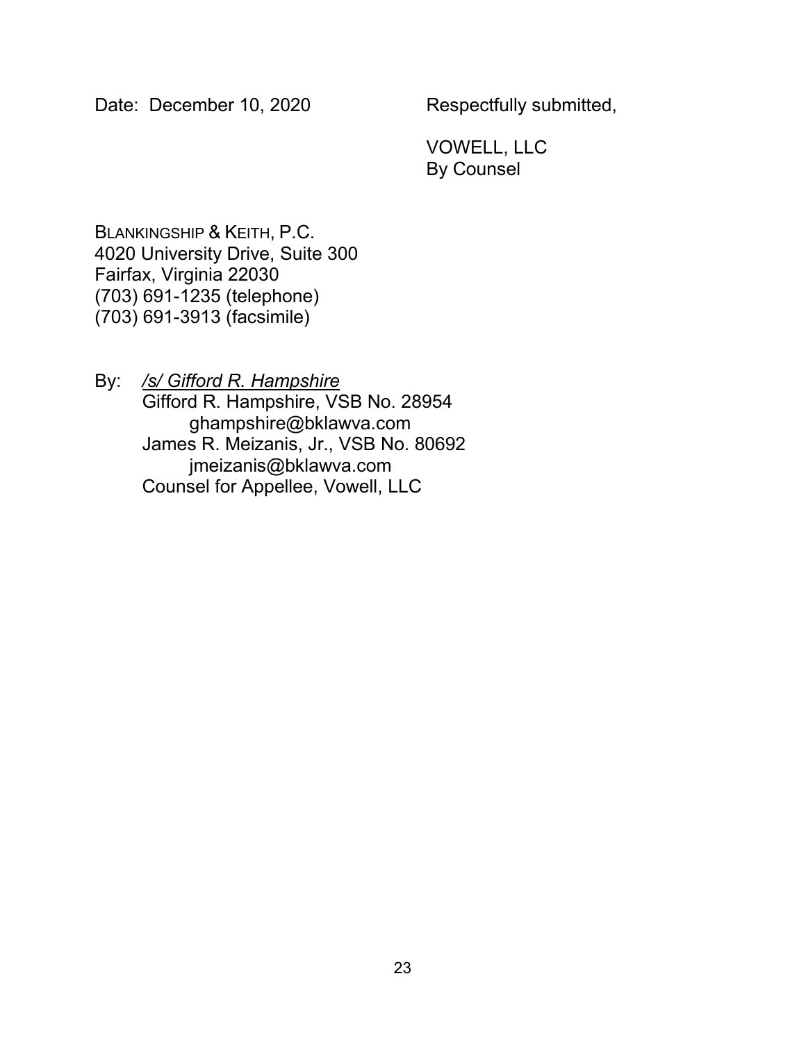Date: December 10, 2020

Respectfully submitted,

VOWELL, LLC
By Counsel

BLANKINGSHIP & KEITH, P.C.
4020 University Drive, Suite 300
Fairfax, Virginia 22030
(703) 691-1235 (telephone)
(703) 691-3913 (facsimile)

By: */s/ Gifford R. Hampshire*
Gifford R. Hampshire, VSB No. 28954
ghampshire@bklawva.com
James R. Meizanis, Jr., VSB No. 80692
jmeizanis@bklawva.com
Counsel for Appellee, Vowell, LLC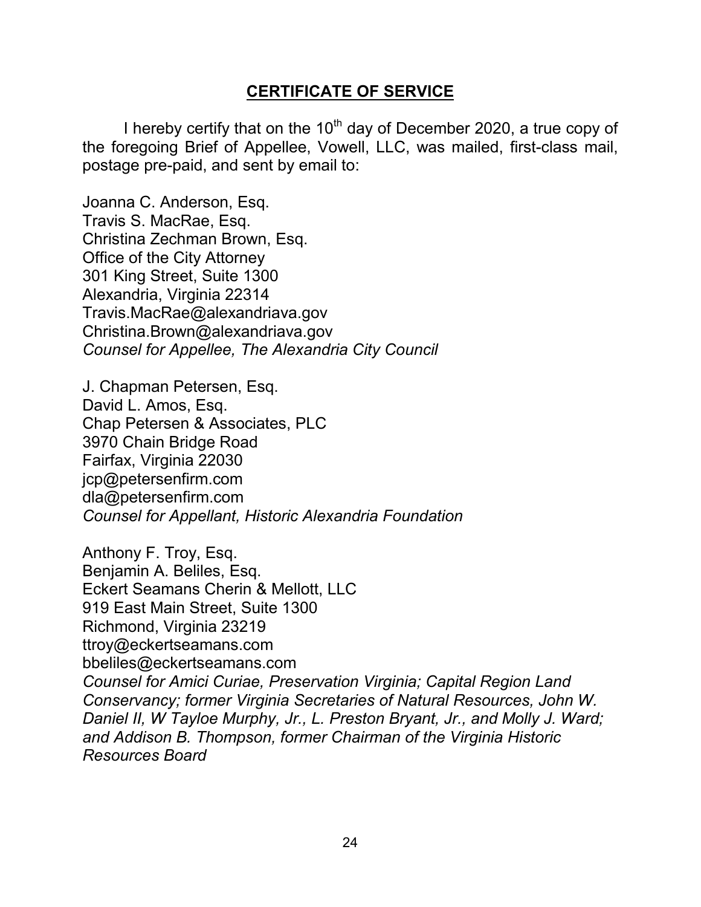## **CERTIFICATE OF SERVICE**

I hereby certify that on the 10th day of December 2020, a true copy of the foregoing Brief of Appellee, Vowell, LLC, was mailed, first-class mail, postage pre-paid, and sent by email to:

Joanna C. Anderson, Esq.
Travis S. MacRae, Esq.
Christina Zechman Brown, Esq.
Office of the City Attorney
301 King Street, Suite 1300
Alexandria, Virginia 22314
Travis.MacRae@alexandriava.gov
Christina.Brown@alexandriava.gov
*Counsel for Appellee, The Alexandria City Council*

J. Chapman Petersen, Esq.
David L. Amos, Esq.
Chap Petersen & Associates, PLC
3970 Chain Bridge Road
Fairfax, Virginia 22030
jcp@petersenfirm.com
dla@petersenfirm.com
*Counsel for Appellant, Historic Alexandria Foundation*

Anthony F. Troy, Esq.
Benjamin A. Beliles, Esq.
Eckert Seamans Cherin & Mellott, LLC
919 East Main Street, Suite 1300
Richmond, Virginia 23219
ttroy@eckertseamans.com
bbeliles@eckertseamans.com
*Counsel for Amici Curiae, Preservation Virginia; Capital Region Land Conservancy; former Virginia Secretaries of Natural Resources, John W. Daniel II, W Tayloe Murphy, Jr., L. Preston Bryant, Jr., and Molly J. Ward; and Addison B. Thompson, former Chairman of the Virginia Historic Resources Board*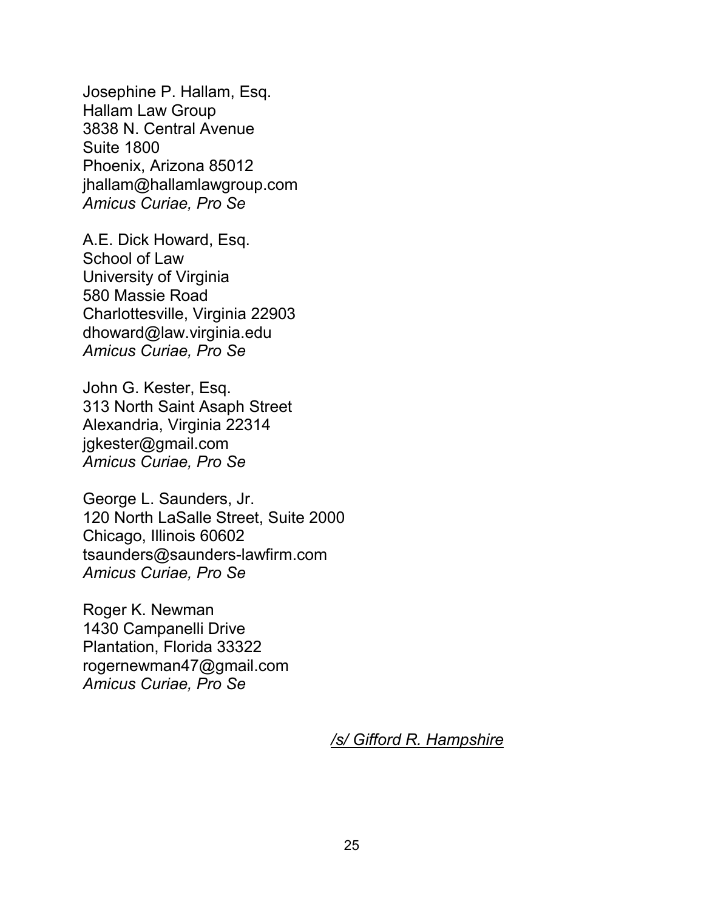Josephine P. Hallam, Esq.
Hallam Law Group
3838 N. Central Avenue
Suite 1800
Phoenix, Arizona 85012
jhallam@hallamlawgroup.com
*Amicus Curiae, Pro Se*

A.E. Dick Howard, Esq.
School of Law
University of Virginia
580 Massie Road
Charlottesville, Virginia 22903
dhoward@law.virginia.edu
*Amicus Curiae, Pro Se*

John G. Kester, Esq.
313 North Saint Asaph Street
Alexandria, Virginia 22314
jgkester@gmail.com
*Amicus Curiae, Pro Se*

George L. Saunders, Jr.
120 North LaSalle Street, Suite 2000
Chicago, Illinois 60602
tsaunders@saunders-lawfirm.com
*Amicus Curiae, Pro Se*

Roger K. Newman
1430 Campanelli Drive
Plantation, Florida 33322
rogernewman47@gmail.com
*Amicus Curiae, Pro Se*

*/s/ Gifford R. Hampshire*